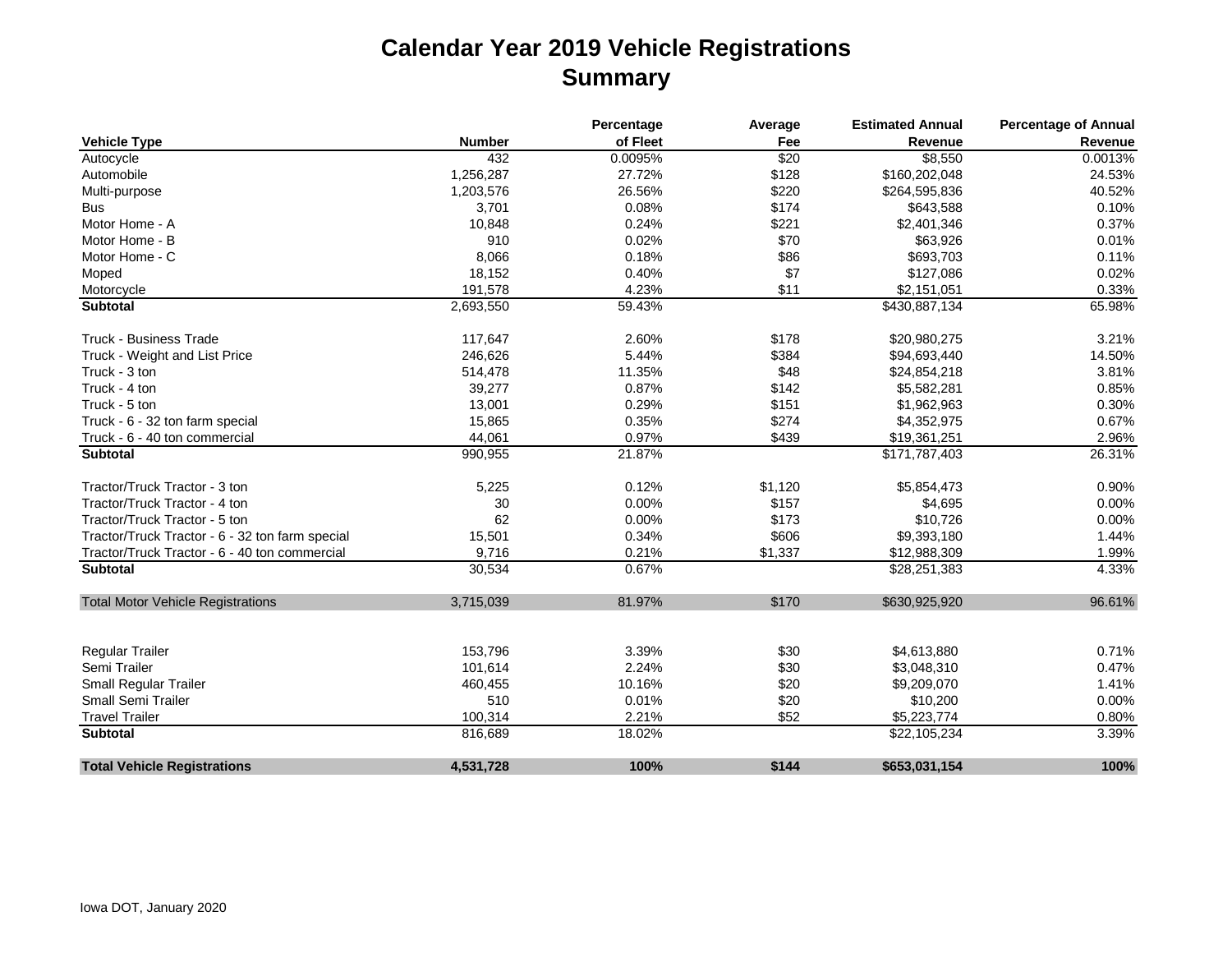# Calendar Year 2019 Vehicle Registrations
## Summary

| Vehicle Type | Number | Percentage of Fleet | Average Fee | Estimated Annual Revenue | Percentage of Annual Revenue |
|---|---|---|---|---|---|
| Autocycle | 432 | 0.0095% | $20 | $8,550 | 0.0013% |
| Automobile | 1,256,287 | 27.72% | $128 | $160,202,048 | 24.53% |
| Multi-purpose | 1,203,576 | 26.56% | $220 | $264,595,836 | 40.52% |
| Bus | 3,701 | 0.08% | $174 | $643,588 | 0.10% |
| Motor Home - A | 10,848 | 0.24% | $221 | $2,401,346 | 0.37% |
| Motor Home - B | 910 | 0.02% | $70 | $63,926 | 0.01% |
| Motor Home - C | 8,066 | 0.18% | $86 | $693,703 | 0.11% |
| Moped | 18,152 | 0.40% | $7 | $127,086 | 0.02% |
| Motorcycle | 191,578 | 4.23% | $11 | $2,151,051 | 0.33% |
| **Subtotal** | 2,693,550 | 59.43% | | $430,887,134 | 65.98% |
| | | | | | |
| Truck - Business Trade | 117,647 | 2.60% | $178 | $20,980,275 | 3.21% |
| Truck - Weight and List Price | 246,626 | 5.44% | $384 | $94,693,440 | 14.50% |
| Truck - 3 ton | 514,478 | 11.35% | $48 | $24,854,218 | 3.81% |
| Truck - 4 ton | 39,277 | 0.87% | $142 | $5,582,281 | 0.85% |
| Truck - 5 ton | 13,001 | 0.29% | $151 | $1,962,963 | 0.30% |
| Truck - 6 - 32 ton farm special | 15,865 | 0.35% | $274 | $4,352,975 | 0.67% |
| Truck - 6 - 40 ton commercial | 44,061 | 0.97% | $439 | $19,361,251 | 2.96% |
| **Subtotal** | 990,955 | 21.87% | | $171,787,403 | 26.31% |
| | | | | | |
| Tractor/Truck Tractor - 3 ton | 5,225 | 0.12% | $1,120 | $5,854,473 | 0.90% |
| Tractor/Truck Tractor - 4 ton | 30 | 0.00% | $157 | $4,695 | 0.00% |
| Tractor/Truck Tractor - 5 ton | 62 | 0.00% | $173 | $10,726 | 0.00% |
| Tractor/Truck Tractor - 6 - 32 ton farm special | 15,501 | 0.34% | $606 | $9,393,180 | 1.44% |
| Tractor/Truck Tractor - 6 - 40 ton commercial | 9,716 | 0.21% | $1,337 | $12,988,309 | 1.99% |
| **Subtotal** | 30,534 | 0.67% | | $28,251,383 | 4.33% |
| | | | | | |
| Total Motor Vehicle Registrations | 3,715,039 | 81.97% | $170 | $630,925,920 | 96.61% |
| | | | | | |
| Regular Trailer | 153,796 | 3.39% | $30 | $4,613,880 | 0.71% |
| Semi Trailer | 101,614 | 2.24% | $30 | $3,048,310 | 0.47% |
| Small Regular Trailer | 460,455 | 10.16% | $20 | $9,209,070 | 1.41% |
| Small Semi Trailer | 510 | 0.01% | $20 | $10,200 | 0.00% |
| Travel Trailer | 100,314 | 2.21% | $52 | $5,223,774 | 0.80% |
| **Subtotal** | 816,689 | 18.02% | | $22,105,234 | 3.39% |
| | | | | | |
| **Total Vehicle Registrations** | **4,531,728** | **100%** | **$144** | **$653,031,154** | **100%** |

Iowa DOT, January 2020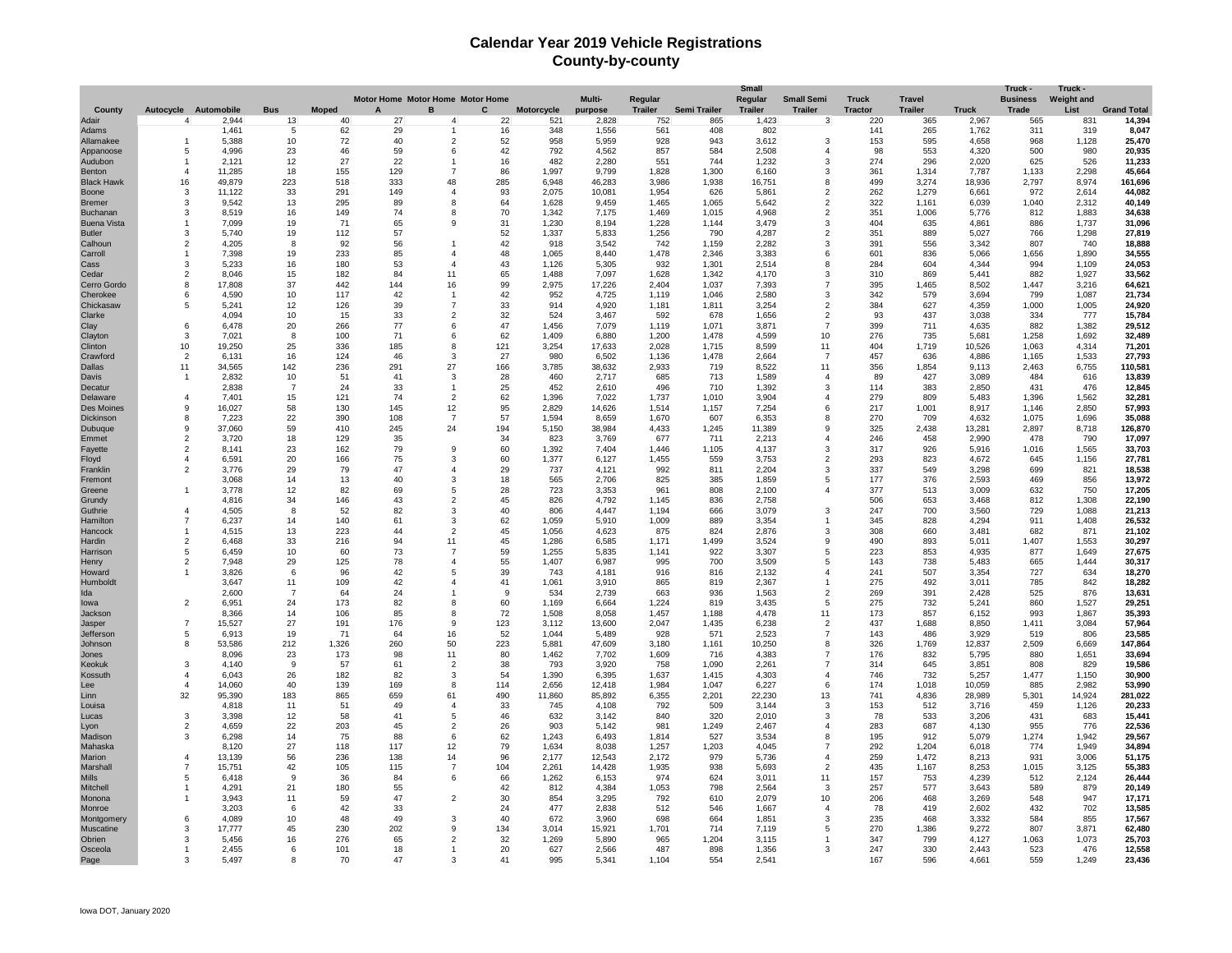# Calendar Year 2019 Vehicle Registrations
## County-by-county

| County | Autocycle | Automobile | Bus | Moped | Motor Home A | Motor Home B | Motor Home C | Motorcycle | Multi-purpose | Regular Trailer | Semi Trailer | Small Regular Trailer | Small Semi Trailer | Truck Tractor | Travel Trailer | Truck | Truck - Business Trade | Truck - Weight and List | Grand Total |
|---|---|---|---|---|---|---|---|---|---|---|---|---|---|---|---|---|---|---|---|
| Adair | 4 | 2,944 | 13 | 40 | 27 | 4 | 22 | 521 | 2,828 | 752 | 865 | 1,423 | 3 | 220 | 365 | 2,967 | 565 | 831 | 14,394 |
| Adams | | 1,461 | 5 | 62 | 29 | 1 | 16 | 348 | 1,556 | 561 | 408 | 802 | | 141 | 265 | 1,762 | 311 | 319 | 8,047 |
| Allamakee | 1 | 5,388 | 10 | 72 | 40 | 2 | 52 | 958 | 5,959 | 928 | 943 | 3,612 | 3 | 153 | 595 | 4,658 | 968 | 1,128 | 25,470 |
| Appanoose | 5 | 4,996 | 23 | 46 | 59 | 6 | 42 | 792 | 4,562 | 857 | 584 | 2,508 | 4 | 98 | 553 | 4,320 | 500 | 980 | 20,935 |
| Audubon | 1 | 2,121 | 12 | 27 | 22 | 1 | 16 | 482 | 2,280 | 551 | 744 | 1,232 | 3 | 274 | 296 | 2,020 | 625 | 526 | 11,233 |
| Benton | 4 | 11,285 | 18 | 155 | 129 | 7 | 86 | 1,997 | 9,799 | 1,828 | 1,300 | 6,160 | 3 | 361 | 1,314 | 7,787 | 1,133 | 2,298 | 45,664 |
| Black Hawk | 16 | 49,879 | 223 | 518 | 333 | 48 | 285 | 6,948 | 46,283 | 3,986 | 1,938 | 16,751 | 8 | 499 | 3,274 | 18,936 | 2,797 | 8,974 | 161,696 |
| Boone | 3 | 11,122 | 33 | 291 | 149 | 4 | 93 | 2,075 | 10,081 | 1,954 | 626 | 5,861 | 2 | 262 | 1,279 | 6,661 | 972 | 2,614 | 44,082 |
| Bremer | 3 | 9,542 | 13 | 295 | 89 | 8 | 64 | 1,628 | 9,459 | 1,465 | 1,065 | 5,642 | 2 | 322 | 1,161 | 6,039 | 1,040 | 2,312 | 40,149 |
| Buchanan | 3 | 8,519 | 16 | 149 | 74 | 8 | 70 | 1,342 | 7,175 | 1,469 | 1,015 | 4,968 | 2 | 351 | 1,006 | 5,776 | 812 | 1,883 | 34,638 |
| Buena Vista | 1 | 7,099 | 19 | 71 | 65 | 9 | 31 | 1,230 | 8,194 | 1,228 | 1,144 | 3,479 | 3 | 404 | 635 | 4,861 | 886 | 1,737 | 31,096 |
| Butler | 3 | 5,740 | 19 | 112 | 57 | | 52 | 1,337 | 5,833 | 1,256 | 790 | 4,287 | 2 | 351 | 889 | 5,027 | 766 | 1,298 | 27,819 |
| Calhoun | 2 | 4,205 | 8 | 92 | 56 | 1 | 42 | 918 | 3,542 | 742 | 1,159 | 2,282 | 3 | 391 | 556 | 3,342 | 807 | 740 | 18,888 |
| Carroll | 1 | 7,398 | 19 | 233 | 85 | 4 | 48 | 1,065 | 8,440 | 1,478 | 2,346 | 3,383 | 6 | 601 | 836 | 5,066 | 1,656 | 1,890 | 34,555 |
| Cass | 3 | 5,233 | 16 | 180 | 53 | 4 | 43 | 1,126 | 5,305 | 932 | 1,301 | 2,514 | 8 | 284 | 604 | 4,344 | 994 | 1,109 | 24,053 |
| Cedar | 2 | 8,046 | 15 | 182 | 84 | 11 | 65 | 1,488 | 7,097 | 1,628 | 1,342 | 4,170 | 3 | 310 | 869 | 5,441 | 882 | 1,927 | 33,562 |
| Cerro Gordo | 8 | 17,808 | 37 | 442 | 144 | 16 | 99 | 2,975 | 17,226 | 2,404 | 1,037 | 7,393 | 7 | 395 | 1,465 | 8,502 | 1,447 | 3,216 | 64,621 |
| Cherokee | 6 | 4,590 | 10 | 117 | 42 | 1 | 42 | 952 | 4,725 | 1,119 | 1,046 | 2,580 | 3 | 342 | 579 | 3,694 | 799 | 1,087 | 21,734 |
| Chickasaw | 5 | 5,241 | 12 | 126 | 39 | 7 | 33 | 914 | 4,920 | 1,181 | 1,811 | 3,254 | 2 | 384 | 627 | 4,359 | 1,000 | 1,005 | 24,920 |
| Clarke | | 4,094 | 10 | 15 | 33 | 2 | 32 | 524 | 3,467 | 592 | 678 | 1,656 | 2 | 93 | 437 | 3,038 | 334 | 777 | 15,784 |
| Clay | 6 | 6,478 | 20 | 266 | 77 | 6 | 47 | 1,456 | 7,079 | 1,119 | 1,071 | 3,871 | 7 | 399 | 711 | 4,635 | 882 | 1,382 | 29,512 |
| Clayton | 3 | 7,021 | 8 | 100 | 71 | 6 | 62 | 1,409 | 6,880 | 1,200 | 1,478 | 4,599 | 10 | 276 | 735 | 5,681 | 1,258 | 1,692 | 32,489 |
| Clinton | 10 | 19,250 | 25 | 336 | 185 | 8 | 121 | 3,254 | 17,633 | 2,028 | 1,715 | 8,599 | 11 | 404 | 1,719 | 10,526 | 1,063 | 4,314 | 71,201 |
| Crawford | 2 | 6,131 | 16 | 124 | 46 | 3 | 27 | 980 | 6,502 | 1,136 | 1,478 | 2,664 | 7 | 457 | 636 | 4,886 | 1,165 | 1,533 | 27,793 |
| Dallas | 11 | 34,565 | 142 | 236 | 291 | 27 | 166 | 3,785 | 38,632 | 2,933 | 719 | 8,522 | 11 | 356 | 1,854 | 9,113 | 2,463 | 6,755 | 110,581 |
| Davis | 1 | 2,832 | 10 | 51 | 41 | 3 | 28 | 460 | 2,717 | 685 | 713 | 1,589 | 4 | 89 | 427 | 3,089 | 484 | 616 | 13,839 |
| Decatur | | 2,838 | 7 | 24 | 33 | 1 | 25 | 452 | 2,610 | 496 | 710 | 1,392 | 3 | 114 | 383 | 2,850 | 431 | 476 | 12,845 |
| Delaware | 4 | 7,401 | 15 | 121 | 74 | 2 | 62 | 1,396 | 7,022 | 1,737 | 1,010 | 3,904 | 4 | 279 | 809 | 5,483 | 1,396 | 1,562 | 32,281 |
| Des Moines | 9 | 16,027 | 58 | 130 | 145 | 12 | 95 | 2,829 | 14,626 | 1,514 | 1,157 | 7,254 | 6 | 217 | 1,001 | 8,917 | 1,146 | 2,850 | 57,993 |
| Dickinson | 8 | 7,223 | 22 | 390 | 108 | 7 | 57 | 1,594 | 8,659 | 1,670 | 607 | 6,353 | 8 | 270 | 709 | 4,632 | 1,075 | 1,696 | 35,088 |
| Dubuque | 9 | 37,060 | 59 | 410 | 245 | 24 | 194 | 5,150 | 38,984 | 4,433 | 1,245 | 11,389 | 9 | 325 | 2,438 | 13,281 | 2,897 | 8,718 | 126,870 |
| Emmet | 2 | 3,720 | 18 | 129 | 35 | | 34 | 823 | 3,769 | 677 | 711 | 2,213 | 4 | 246 | 458 | 2,990 | 478 | 790 | 17,097 |
| Fayette | 2 | 8,141 | 23 | 162 | 79 | 9 | 60 | 1,392 | 7,404 | 1,446 | 1,105 | 4,137 | 3 | 317 | 926 | 5,916 | 1,016 | 1,565 | 33,703 |
| Floyd | 4 | 6,591 | 20 | 166 | 75 | 3 | 60 | 1,377 | 6,127 | 1,455 | 559 | 3,753 | 2 | 293 | 823 | 4,672 | 645 | 1,156 | 27,781 |
| Franklin | 2 | 3,776 | 29 | 79 | 47 | 4 | 29 | 737 | 4,121 | 992 | 811 | 2,204 | 3 | 337 | 549 | 3,298 | 699 | 821 | 18,538 |
| Fremont | | 3,068 | 14 | 13 | 40 | 3 | 18 | 565 | 2,706 | 825 | 385 | 1,859 | 5 | 177 | 376 | 2,593 | 469 | 856 | 13,972 |
| Greene | 1 | 3,778 | 12 | 82 | 69 | 5 | 28 | 723 | 3,353 | 961 | 808 | 2,100 | 4 | 377 | 513 | 3,009 | 632 | 750 | 17,205 |
| Grundy | | 4,816 | 34 | 146 | 43 | 2 | 45 | 826 | 4,792 | 1,145 | 836 | 2,758 | | 506 | 653 | 3,468 | 812 | 1,308 | 22,190 |
| Guthrie | 4 | 4,505 | 8 | 52 | 82 | 3 | 40 | 806 | 4,447 | 1,194 | 666 | 3,079 | 3 | 247 | 700 | 3,560 | 729 | 1,088 | 21,213 |
| Hamilton | 7 | 6,237 | 14 | 140 | 61 | 3 | 62 | 1,059 | 5,910 | 1,009 | 889 | 3,354 | 1 | 345 | 828 | 4,294 | 911 | 1,408 | 26,532 |
| Hancock | 1 | 4,515 | 13 | 223 | 44 | 2 | 45 | 1,056 | 4,623 | 875 | 824 | 2,876 | 3 | 308 | 660 | 3,481 | 682 | 871 | 21,102 |
| Hardin | 2 | 6,468 | 33 | 216 | 94 | 11 | 45 | 1,286 | 6,585 | 1,171 | 1,499 | 3,524 | 9 | 490 | 893 | 5,011 | 1,407 | 1,553 | 30,297 |
| Harrison | 5 | 6,459 | 10 | 60 | 73 | 7 | 59 | 1,255 | 5,835 | 1,141 | 922 | 3,307 | 5 | 223 | 853 | 4,935 | 877 | 1,649 | 27,675 |
| Henry | 2 | 7,948 | 29 | 125 | 78 | 4 | 55 | 1,407 | 6,987 | 995 | 700 | 3,509 | 5 | 143 | 738 | 5,483 | 665 | 1,444 | 30,317 |
| Howard | 1 | 3,826 | 6 | 96 | 42 | 5 | 39 | 743 | 4,181 | 916 | 816 | 2,132 | 4 | 241 | 507 | 3,354 | 727 | 634 | 18,270 |
| Humboldt | | 3,647 | 11 | 109 | 42 | 4 | 41 | 1,061 | 3,910 | 865 | 819 | 2,367 | 1 | 275 | 492 | 3,011 | 785 | 842 | 18,282 |
| Ida | | 2,600 | 7 | 64 | 24 | 1 | 9 | 534 | 2,739 | 663 | 936 | 1,563 | 2 | 269 | 391 | 2,428 | 525 | 876 | 13,631 |
| Iowa | 2 | 6,951 | 24 | 173 | 82 | 8 | 60 | 1,169 | 6,664 | 1,224 | 819 | 3,435 | 5 | 275 | 732 | 5,241 | 860 | 1,527 | 29,251 |
| Jackson | | 8,366 | 14 | 106 | 85 | 8 | 72 | 1,508 | 8,058 | 1,457 | 1,188 | 4,478 | 11 | 173 | 857 | 6,152 | 993 | 1,867 | 35,393 |
| Jasper | 7 | 15,527 | 27 | 191 | 176 | 9 | 123 | 3,112 | 13,600 | 2,047 | 1,435 | 6,238 | 2 | 437 | 1,688 | 8,850 | 1,411 | 3,084 | 57,964 |
| Jefferson | 5 | 6,913 | 19 | 71 | 64 | 16 | 52 | 1,044 | 5,489 | 928 | 571 | 2,523 | 7 | 143 | 486 | 3,929 | 519 | 806 | 23,585 |
| Johnson | 8 | 53,586 | 212 | 1,326 | 260 | 50 | 223 | 5,881 | 47,609 | 3,180 | 1,161 | 10,250 | 8 | 326 | 1,769 | 12,837 | 2,509 | 6,669 | 147,864 |
| Jones | | 8,096 | 23 | 173 | 98 | 11 | 80 | 1,462 | 7,702 | 1,609 | 716 | 4,383 | 7 | 176 | 832 | 5,795 | 880 | 1,651 | 33,694 |
| Keokuk | 3 | 4,140 | 9 | 57 | 61 | 2 | 38 | 793 | 3,920 | 758 | 1,090 | 2,261 | 7 | 314 | 645 | 3,851 | 808 | 829 | 19,586 |
| Kossuth | 4 | 6,043 | 26 | 182 | 82 | 3 | 54 | 1,390 | 6,395 | 1,637 | 1,415 | 4,303 | 4 | 746 | 732 | 5,257 | 1,477 | 1,150 | 30,900 |
| Lee | 4 | 14,060 | 40 | 139 | 169 | 8 | 114 | 2,656 | 12,418 | 1,984 | 1,047 | 6,227 | 6 | 174 | 1,018 | 10,059 | 885 | 2,982 | 53,990 |
| Linn | 32 | 95,390 | 183 | 865 | 659 | 61 | 490 | 11,860 | 85,892 | 6,355 | 2,201 | 22,230 | 13 | 741 | 4,836 | 28,989 | 5,301 | 14,924 | 281,022 |
| Louisa | | 4,818 | 11 | 51 | 49 | 4 | 33 | 745 | 4,108 | 792 | 509 | 3,144 | 3 | 153 | 512 | 3,716 | 459 | 1,126 | 20,233 |
| Lucas | 3 | 3,398 | 12 | 58 | 41 | 5 | 46 | 632 | 3,142 | 840 | 320 | 2,010 | 3 | 78 | 533 | 3,206 | 431 | 683 | 15,441 |
| Lyon | 2 | 4,659 | 22 | 203 | 45 | 2 | 26 | 903 | 5,142 | 981 | 1,249 | 2,467 | 4 | 283 | 687 | 4,130 | 955 | 776 | 22,536 |
| Madison | 3 | 6,298 | 14 | 75 | 88 | 6 | 62 | 1,243 | 6,493 | 1,814 | 527 | 3,534 | 8 | 195 | 912 | 5,079 | 1,274 | 1,942 | 29,567 |
| Mahaska | | 8,120 | 27 | 118 | 117 | 12 | 79 | 1,634 | 8,038 | 1,257 | 1,203 | 4,045 | 7 | 292 | 1,204 | 6,018 | 774 | 1,949 | 34,894 |
| Marion | 4 | 13,139 | 56 | 236 | 138 | 14 | 96 | 2,177 | 12,543 | 2,172 | 979 | 5,736 | 4 | 259 | 1,472 | 8,213 | 931 | 3,006 | 51,175 |
| Marshall | 7 | 15,751 | 42 | 105 | 115 | 7 | 104 | 2,261 | 14,428 | 1,935 | 938 | 5,693 | 2 | 435 | 1,167 | 8,253 | 1,015 | 3,125 | 55,383 |
| Mills | 5 | 6,418 | 9 | 36 | 84 | 6 | 66 | 1,262 | 6,153 | 974 | 624 | 3,011 | 11 | 157 | 753 | 4,239 | 512 | 2,124 | 26,444 |
| Mitchell | 1 | 4,291 | 21 | 180 | 55 | | 42 | 812 | 4,384 | 1,053 | 798 | 2,564 | 3 | 257 | 577 | 3,643 | 589 | 879 | 20,149 |
| Monona | 1 | 3,943 | 11 | 59 | 47 | 2 | 30 | 854 | 3,295 | 792 | 610 | 2,079 | 10 | 206 | 468 | 3,269 | 548 | 947 | 17,171 |
| Monroe | | 3,203 | 6 | 42 | 33 | | 24 | 477 | 2,838 | 512 | 546 | 1,667 | 4 | 78 | 419 | 2,602 | 432 | 702 | 13,585 |
| Montgomery | 6 | 4,089 | 10 | 48 | 49 | 3 | 40 | 672 | 3,960 | 698 | 664 | 1,851 | 3 | 235 | 468 | 3,332 | 584 | 855 | 17,567 |
| Muscatine | 3 | 17,777 | 45 | 230 | 202 | 9 | 134 | 3,014 | 15,921 | 1,701 | 714 | 7,119 | 5 | 270 | 1,386 | 9,272 | 807 | 3,871 | 62,480 |
| Obrien | 3 | 5,456 | 16 | 276 | 65 | 2 | 32 | 1,269 | 5,890 | 965 | 1,204 | 3,115 | 1 | 347 | 799 | 4,127 | 1,063 | 1,073 | 25,703 |
| Osceola | 1 | 2,455 | 6 | 101 | 18 | 1 | 20 | 627 | 2,566 | 487 | 898 | 1,356 | 3 | 247 | 330 | 2,443 | 523 | 476 | 12,558 |
| Page | 3 | 5,497 | 8 | 70 | 47 | 3 | 41 | 995 | 5,341 | 1,104 | 554 | 2,541 | | 167 | 596 | 4,661 | 559 | 1,249 | 23,436 |

Iowa DOT, January 2020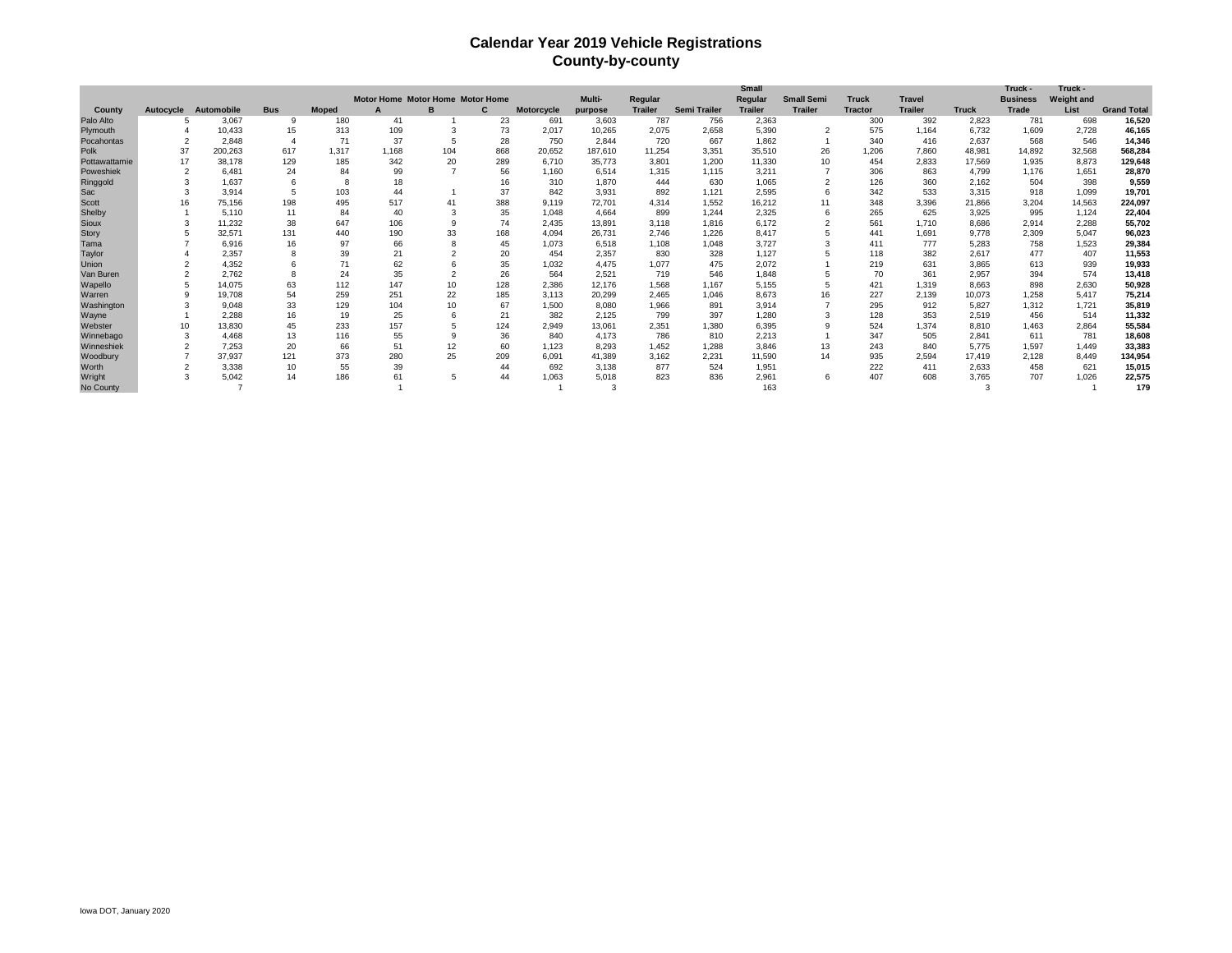# Calendar Year 2019 Vehicle Registrations
## County-by-county

| County | Autocycle | Automobile | Bus | Moped | Motor Home A | Motor Home B | Motor Home C | Motorcycle | Multi-purpose | Regular Trailer | Semi Trailer | Small Regular Trailer | Small Semi Trailer | Truck Tractor | Travel Trailer | Truck | Truck - Business Trade | Truck - Weight and List | Grand Total |
|---|---|---|---|---|---|---|---|---|---|---|---|---|---|---|---|---|---|---|---|
| Palo Alto | 5 | 3,067 | 9 | 180 | 41 | 1 | 23 | 691 | 3,603 | 787 | 756 | 2,363 | | 300 | 392 | 2,823 | 781 | 698 | **16,520** |
| Plymouth | 4 | 10,433 | 15 | 313 | 109 | 3 | 73 | 2,017 | 10,265 | 2,075 | 2,658 | 5,390 | 2 | 575 | 1,164 | 6,732 | 1,609 | 2,728 | **46,165** |
| Pocahontas | 2 | 2,848 | 4 | 71 | 37 | 5 | 28 | 750 | 2,844 | 720 | 667 | 1,862 | 1 | 340 | 416 | 2,637 | 568 | 546 | **14,346** |
| Polk | 37 | 200,263 | 617 | 1,317 | 1,168 | 104 | 868 | 20,652 | 187,610 | 11,254 | 3,351 | 35,510 | 26 | 1,206 | 7,860 | 48,981 | 14,892 | 32,568 | **568,284** |
| Pottawattamie | 17 | 38,178 | 129 | 185 | 342 | 20 | 289 | 6,710 | 35,773 | 3,801 | 1,200 | 11,330 | 10 | 454 | 2,833 | 17,569 | 1,935 | 8,873 | **129,648** |
| Poweshiek | 2 | 6,481 | 24 | 84 | 99 | 7 | 56 | 1,160 | 6,514 | 1,315 | 1,115 | 3,211 | 7 | 306 | 863 | 4,799 | 1,176 | 1,651 | **28,870** |
| Ringgold | 3 | 1,637 | 6 | 8 | 18 | | 16 | 310 | 1,870 | 444 | 630 | 1,065 | 2 | 126 | 360 | 2,162 | 504 | 398 | **9,559** |
| Sac | 3 | 3,914 | 5 | 103 | 44 | 1 | 37 | 842 | 3,931 | 892 | 1,121 | 2,595 | 6 | 342 | 533 | 3,315 | 918 | 1,099 | **19,701** |
| Scott | 16 | 75,156 | 198 | 495 | 517 | 41 | 388 | 9,119 | 72,701 | 4,314 | 1,552 | 16,212 | 11 | 348 | 3,396 | 21,866 | 3,204 | 14,563 | **224,097** |
| Shelby | 1 | 5,110 | 11 | 84 | 40 | 3 | 35 | 1,048 | 4,664 | 899 | 1,244 | 2,325 | 6 | 265 | 625 | 3,925 | 995 | 1,124 | **22,404** |
| Sioux | 3 | 11,232 | 38 | 647 | 106 | 9 | 74 | 2,435 | 13,891 | 3,118 | 1,816 | 6,172 | 2 | 561 | 1,710 | 8,686 | 2,914 | 2,288 | **55,702** |
| Story | 5 | 32,571 | 131 | 440 | 190 | 33 | 168 | 4,094 | 26,731 | 2,746 | 1,226 | 8,417 | 5 | 441 | 1,691 | 9,778 | 2,309 | 5,047 | **96,023** |
| Tama | 7 | 6,916 | 16 | 97 | 66 | 8 | 45 | 1,073 | 6,518 | 1,108 | 1,048 | 3,727 | 3 | 411 | 777 | 5,283 | 758 | 1,523 | **29,384** |
| Taylor | 4 | 2,357 | 8 | 39 | 21 | 2 | 20 | 454 | 2,357 | 830 | 328 | 1,127 | 5 | 118 | 382 | 2,617 | 477 | 407 | **11,553** |
| Union | 2 | 4,352 | 6 | 71 | 62 | 6 | 35 | 1,032 | 4,475 | 1,077 | 475 | 2,072 | 1 | 219 | 631 | 3,865 | 613 | 939 | **19,933** |
| Van Buren | 2 | 2,762 | 8 | 24 | 35 | 2 | 26 | 564 | 2,521 | 719 | 546 | 1,848 | 5 | 70 | 361 | 2,957 | 394 | 574 | **13,418** |
| Wapello | 5 | 14,075 | 63 | 112 | 147 | 10 | 128 | 2,386 | 12,176 | 1,568 | 1,167 | 5,155 | 5 | 421 | 1,319 | 8,663 | 898 | 2,630 | **50,928** |
| Warren | 9 | 19,708 | 54 | 259 | 251 | 22 | 185 | 3,113 | 20,299 | 2,465 | 1,046 | 8,673 | 16 | 227 | 2,139 | 10,073 | 1,258 | 5,417 | **75,214** |
| Washington | 3 | 9,048 | 33 | 129 | 104 | 10 | 67 | 1,500 | 8,080 | 1,966 | 891 | 3,914 | 7 | 295 | 912 | 5,827 | 1,312 | 1,721 | **35,819** |
| Wayne | 1 | 2,288 | 16 | 19 | 25 | 6 | 21 | 382 | 2,125 | 799 | 397 | 1,280 | 3 | 128 | 353 | 2,519 | 456 | 514 | **11,332** |
| Webster | 10 | 13,830 | 45 | 233 | 157 | 5 | 124 | 2,949 | 13,061 | 2,351 | 1,380 | 6,395 | 9 | 524 | 1,374 | 8,810 | 1,463 | 2,864 | **55,584** |
| Winnebago | 3 | 4,468 | 13 | 116 | 55 | 9 | 36 | 840 | 4,173 | 786 | 810 | 2,213 | 1 | 347 | 505 | 2,841 | 611 | 781 | **18,608** |
| Winneshiek | 2 | 7,253 | 20 | 66 | 51 | 12 | 60 | 1,123 | 8,293 | 1,452 | 1,288 | 3,846 | 13 | 243 | 840 | 5,775 | 1,597 | 1,449 | **33,383** |
| Woodbury | 7 | 37,937 | 121 | 373 | 280 | 25 | 209 | 6,091 | 41,389 | 3,162 | 2,231 | 11,590 | 14 | 935 | 2,594 | 17,419 | 2,128 | 8,449 | **134,954** |
| Worth | 2 | 3,338 | 10 | 55 | 39 | | 44 | 692 | 3,138 | 877 | 524 | 1,951 | | 222 | 411 | 2,633 | 458 | 621 | **15,015** |
| Wright | 3 | 5,042 | 14 | 186 | 61 | 5 | 44 | 1,063 | 5,018 | 823 | 836 | 2,961 | 6 | 407 | 608 | 3,765 | 707 | 1,026 | **22,575** |
| No County | | 7 | | | 1 | | | 1 | 3 | | | 163 | | | | 3 | | 1 | **179** |

Iowa DOT, January 2020